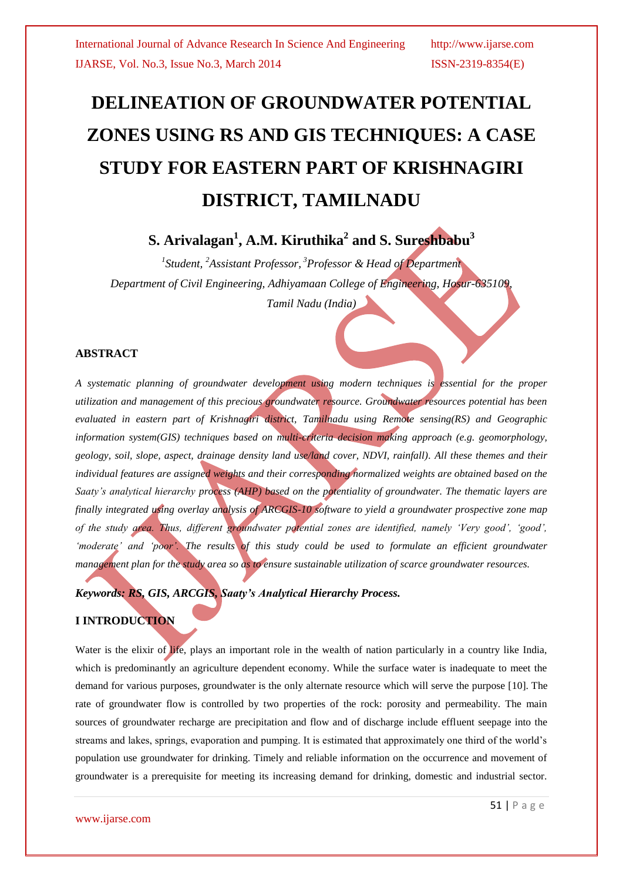# DELINEATION OF GROUNDWATER POTENTIAL ZONES USING RS AND GIS TECHNIQUES: A CASE STUDY FOR EASTERN PART OF KRISHNAGIRI DISTRICT, TAMILNADU

**S. Arivalagan[1], A.M. Kiruthika[2] and S. Sureshbabu[3]**

*[1]Student, [2]Assistant Professor, [3]Professor & Head of Department*

*Department of Civil Engineering, Adhiyamaan College of Engineering, Hosur-635109, Tamil Nadu (India)*

## ABSTRACT

*A systematic planning of groundwater development using modern techniques is essential for the proper utilization and management of this precious groundwater resource. Groundwater resources potential has been evaluated in eastern part of Krishnagiri district, Tamilnadu using Remote sensing(RS) and Geographic information system(GIS) techniques based on multi-criteria decision making approach (e.g. geomorphology, geology, soil, slope, aspect, drainage density land use/land cover, NDVI, rainfall). All these themes and their individual features are assigned weights and their corresponding normalized weights are obtained based on the Saaty's analytical hierarchy process (AHP) based on the potentiality of groundwater. The thematic layers are finally integrated using overlay analysis of ARCGIS-10 software to yield a groundwater prospective zone map of the study area. Thus, different groundwater potential zones are identified, namely 'Very good', 'good', 'moderate' and 'poor'. The results of this study could be used to formulate an efficient groundwater management plan for the study area so as to ensure sustainable utilization of scarce groundwater resources.*

***Keywords: RS, GIS, ARCGIS, Saaty's Analytical Hierarchy Process.***

## I INTRODUCTION

Water is the elixir of life, plays an important role in the wealth of nation particularly in a country like India, which is predominantly an agriculture dependent economy. While the surface water is inadequate to meet the demand for various purposes, groundwater is the only alternate resource which will serve the purpose [10]. The rate of groundwater flow is controlled by two properties of the rock: porosity and permeability. The main sources of groundwater recharge are precipitation and flow and of discharge include effluent seepage into the streams and lakes, springs, evaporation and pumping. It is estimated that approximately one third of the world's population use groundwater for drinking. Timely and reliable information on the occurrence and movement of groundwater is a prerequisite for meeting its increasing demand for drinking, domestic and industrial sector.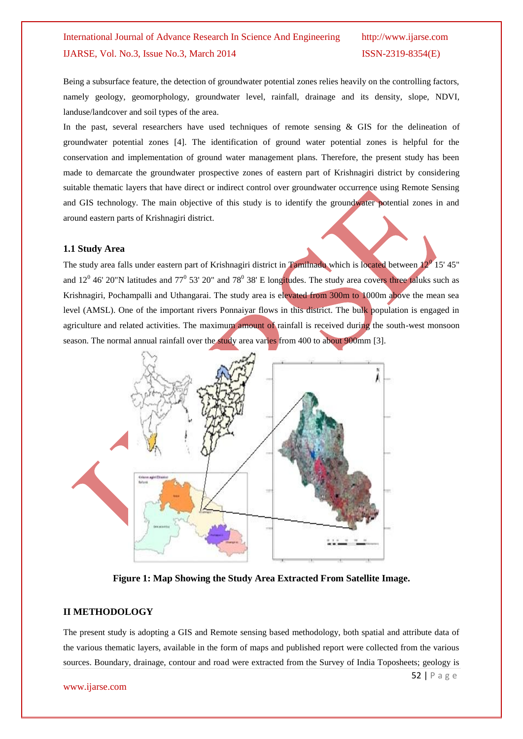Being a subsurface feature, the detection of groundwater potential zones relies heavily on the controlling factors, namely geology, geomorphology, groundwater level, rainfall, drainage and its density, slope, NDVI, landuse/landcover and soil types of the area.

In the past, several researchers have used techniques of remote sensing & GIS for the delineation of groundwater potential zones [4]. The identification of ground water potential zones is helpful for the conservation and implementation of ground water management plans. Therefore, the present study has been made to demarcate the groundwater prospective zones of eastern part of Krishnagiri district by considering suitable thematic layers that have direct or indirect control over groundwater occurrence using Remote Sensing and GIS technology. The main objective of this study is to identify the groundwater potential zones in and around eastern parts of Krishnagiri district.

### 1.1 Study Area

The study area falls under eastern part of Krishnagiri district in Tamilnadu which is located between $12^0$ 15' 45" and $12^0$ 46' 20"N latitudes and $77^0$ 53' 20" and $78^0$ 38' E longitudes. The study area covers three taluks such as Krishnagiri, Pochampalli and Uthangarai. The study area is elevated from 300m to 1000m above the mean sea level (AMSL). One of the important rivers Ponnaiyar flows in this district. The bulk population is engaged in agriculture and related activities. The maximum amount of rainfall is received during the south-west monsoon season. The normal annual rainfall over the study area varies from 400 to about 900mm [3].

**Figure 1: Map Showing the Study Area Extracted From Satellite Image.**

## II METHODOLOGY

The present study is adopting a GIS and Remote sensing based methodology, both spatial and attribute data of the various thematic layers, available in the form of maps and published report were collected from the various sources. Boundary, drainage, contour and road were extracted from the Survey of India Toposheets; geology is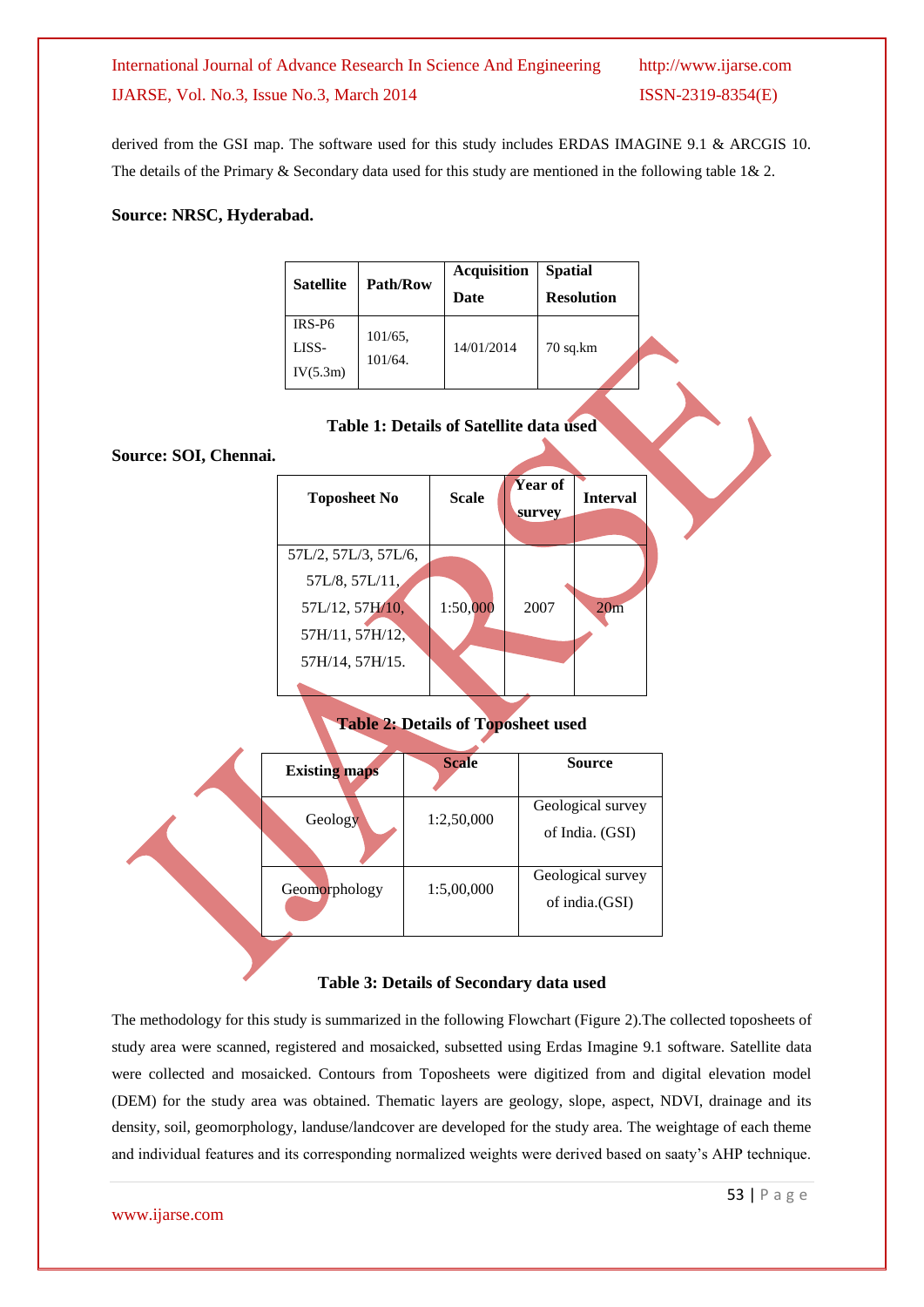derived from the GSI map. The software used for this study includes ERDAS IMAGINE 9.1 & ARCGIS 10. The details of the Primary & Secondary data used for this study are mentioned in the following table 1& 2.

**Source: NRSC, Hyderabad.**

| Satellite | Path/Row | Acquisition Date | Spatial Resolution |
|---|---|---|---|
| IRS-P6 LISS-IV(5.3m) | 101/65, 101/64. | 14/01/2014 | 70 sq.km |

**Table 1: Details of Satellite data used**

**Source: SOI, Chennai.**

| Toposheet No | Scale | Year of survey | Interval |
|---|---|---|---|
| 57L/2, 57L/3, 57L/6, 57L/8, 57L/11, 57L/12, 57H/10, 57H/11, 57H/12, 57H/14, 57H/15. | 1:50,000 | 2007 | 20m |

**Table 2: Details of Toposheet used**

| Existing maps | Scale | Source |
|---|---|---|
| Geology | 1:2,50,000 | Geological survey of India. (GSI) |
| Geomorphology | 1:5,00,000 | Geological survey of india.(GSI) |

**Table 3: Details of Secondary data used**

The methodology for this study is summarized in the following Flowchart (Figure 2).The collected toposheets of study area were scanned, registered and mosaicked, subsetted using Erdas Imagine 9.1 software. Satellite data were collected and mosaicked. Contours from Toposheets were digitized from and digital elevation model (DEM) for the study area was obtained. Thematic layers are geology, slope, aspect, NDVI, drainage and its density, soil, geomorphology, landuse/landcover are developed for the study area. The weightage of each theme and individual features and its corresponding normalized weights were derived based on saaty's AHP technique.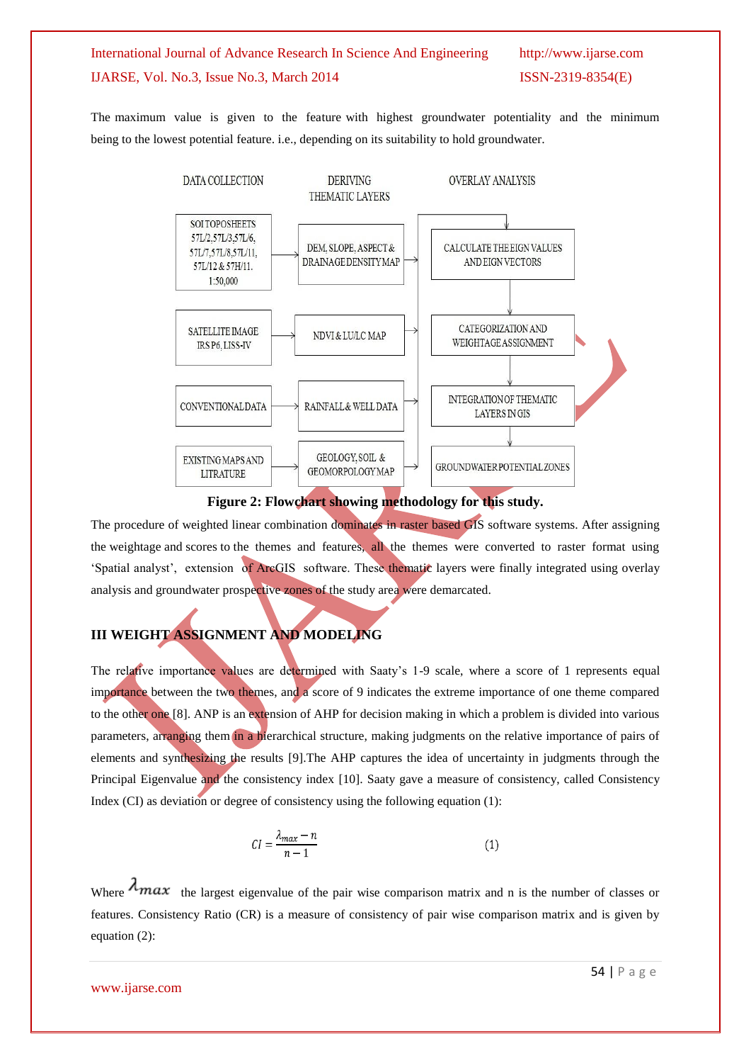The maximum value is given to the feature with highest groundwater potentiality and the minimum being to the lowest potential feature. i.e., depending on its suitability to hold groundwater.

| DATA COLLECTION | DERIVING THEMATIC LAYERS | OVERLAY ANALYSIS |
|---|---|---|
| SOI TOPOSHEETS 57L/2,57L/3,57L/6, 57L/7,57L/8,57L/11, 57L/12 & 57H/11. 1:50,000 | DEM, SLOPE, ASPECT & DRAINAGE DENSITY MAP | CALCULATE THE EIGN VALUES AND EIGN VECTORS |
| SATELLITE IMAGE IRS P6, LISS-IV | NDVI & LU/LC MAP | CATEGORIZATION AND WEIGHTAGE ASSIGNMENT |
| CONVENTIONAL DATA | RAINFALL & WELL DATA | INTEGRATION OF THEMATIC LAYERS IN GIS |
| EXISTING MAPS AND LITRATURE | GEOLOGY, SOIL & GEOMORPOLOGY MAP | GROUNDWATER POTENTIAL ZONES |

**Figure 2: Flowchart showing methodology for this study.**

The procedure of weighted linear combination dominates in raster based GIS software systems. After assigning the weightage and scores to the themes and features, all the themes were converted to raster format using 'Spatial analyst', extension of ArcGIS software. These thematic layers were finally integrated using overlay analysis and groundwater prospective zones of the study area were demarcated.

## III WEIGHT ASSIGNMENT AND MODELING

The relative importance values are determined with Saaty's 1-9 scale, where a score of 1 represents equal importance between the two themes, and a score of 9 indicates the extreme importance of one theme compared to the other one [8]. ANP is an extension of AHP for decision making in which a problem is divided into various parameters, arranging them in a hierarchical structure, making judgments on the relative importance of pairs of elements and synthesizing the results [9].The AHP captures the idea of uncertainty in judgments through the Principal Eigenvalue and the consistency index [10]. Saaty gave a measure of consistency, called Consistency Index (CI) as deviation or degree of consistency using the following equation (1):

$$CI = \frac{\lambda_{max} - n}{n - 1} \quad (1)$$

Where $\lambda_{max}$ the largest eigenvalue of the pair wise comparison matrix and n is the number of classes or features. Consistency Ratio (CR) is a measure of consistency of pair wise comparison matrix and is given by equation (2):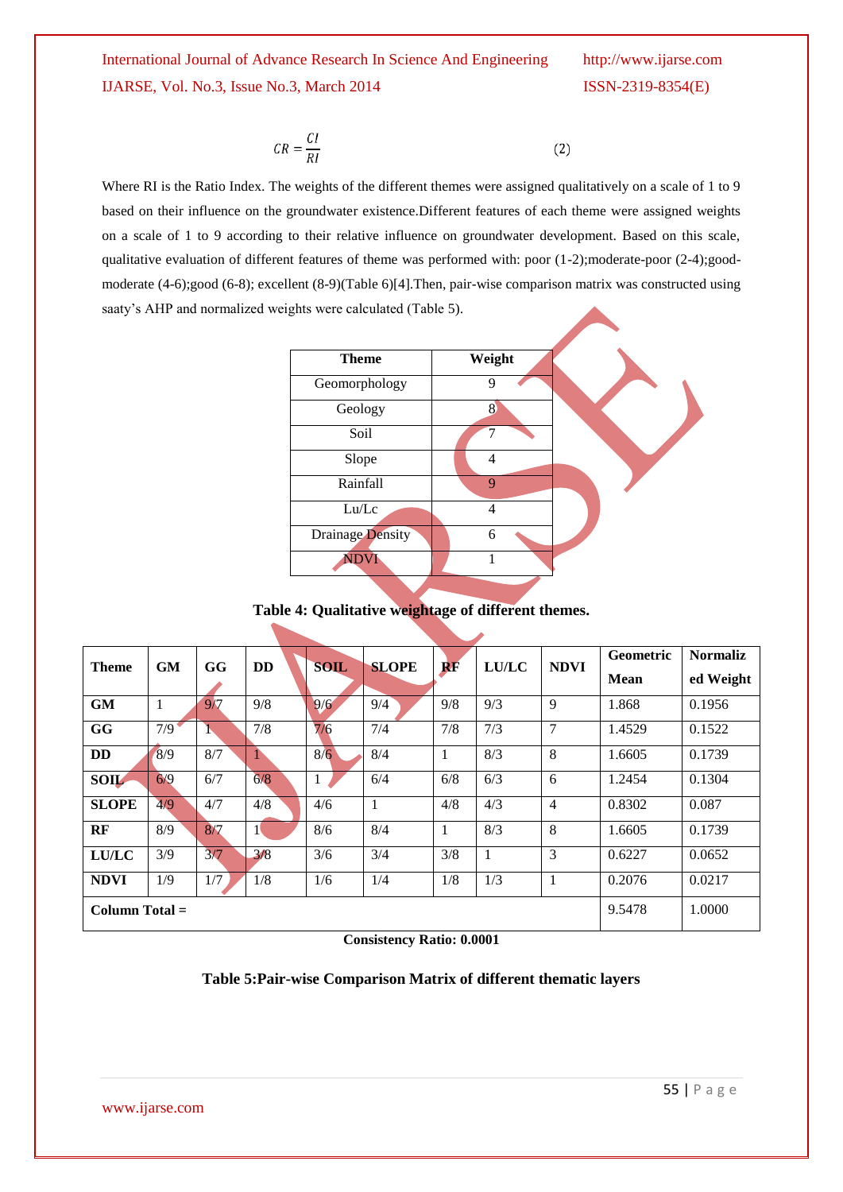$$CR = \frac{CI}{RI} \quad (2)$$

Where RI is the Ratio Index. The weights of the different themes were assigned qualitatively on a scale of 1 to 9 based on their influence on the groundwater existence.Different features of each theme were assigned weights on a scale of 1 to 9 according to their relative influence on groundwater development. Based on this scale, qualitative evaluation of different features of theme was performed with: poor (1-2);moderate-poor (2-4);good-moderate (4-6);good (6-8); excellent (8-9)(Table 6)[4].Then, pair-wise comparison matrix was constructed using saaty's AHP and normalized weights were calculated (Table 5).

| Theme | Weight |
|---|---|
| Geomorphology | 9 |
| Geology | 8 |
| Soil | 7 |
| Slope | 4 |
| Rainfall | 9 |
| Lu/Lc | 4 |
| Drainage Density | 6 |
| NDVI | 1 |

**Table 4: Qualitative weightage of different themes.**

| Theme | GM | GG | DD | SOIL | SLOPE | RF | LU/LC | NDVI | Geometric Mean | Normalized Weight |
|---|---|---|---|---|---|---|---|---|---|---|
| **GM** | 1 | 9/7 | 9/8 | 9/6 | 9/4 | 9/8 | 9/3 | 9 | 1.868 | 0.1956 |
| **GG** | 7/9 | 1 | 7/8 | 7/6 | 7/4 | 7/8 | 7/3 | 7 | 1.4529 | 0.1522 |
| **DD** | 8/9 | 8/7 | 1 | 8/6 | 8/4 | 1 | 8/3 | 8 | 1.6605 | 0.1739 |
| **SOIL** | 6/9 | 6/7 | 6/8 | 1 | 6/4 | 6/8 | 6/3 | 6 | 1.2454 | 0.1304 |
| **SLOPE** | 4/9 | 4/7 | 4/8 | 4/6 | 1 | 4/8 | 4/3 | 4 | 0.8302 | 0.087 |
| **RF** | 8/9 | 8/7 | 1 | 8/6 | 8/4 | 1 | 8/3 | 8 | 1.6605 | 0.1739 |
| **LU/LC** | 3/9 | 3/7 | 3/8 | 3/6 | 3/4 | 3/8 | 1 | 3 | 0.6227 | 0.0652 |
| **NDVI** | 1/9 | 1/7 | 1/8 | 1/6 | 1/4 | 1/8 | 1/3 | 1 | 0.2076 | 0.0217 |
| **Column Total =** | | | | | | | | | 9.5478 | 1.0000 |

**Consistency Ratio: 0.0001**

**Table 5:Pair-wise Comparison Matrix of different thematic layers**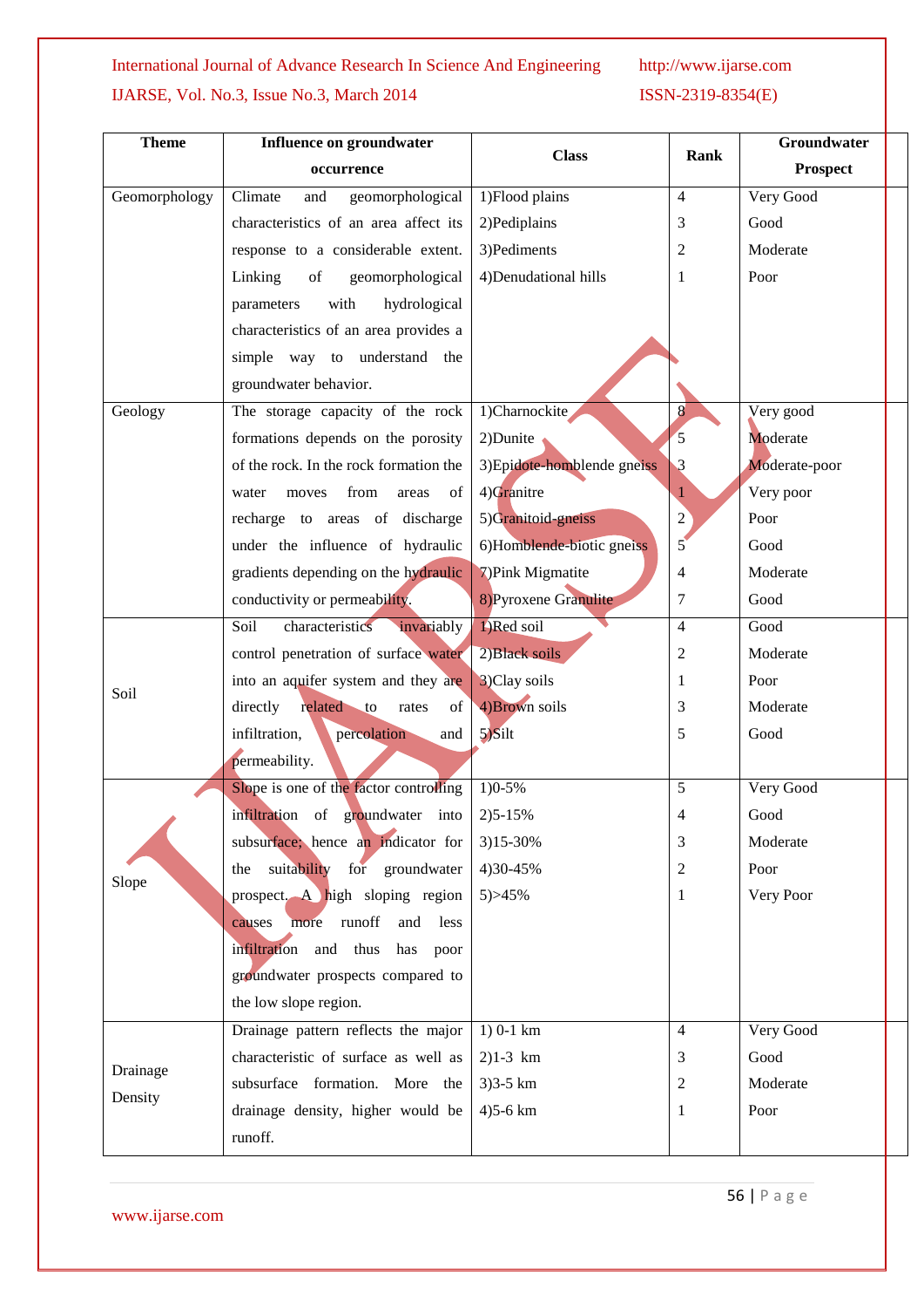| Theme | Influence on groundwater occurrence | Class | Rank | Groundwater Prospect |
|---|---|---|---|---|
| Geomorphology | Climate and geomorphological characteristics of an area affect its response to a considerable extent. Linking of geomorphological parameters with hydrological characteristics of an area provides a simple way to understand the groundwater behavior. | 1)Flood plains<br>2)Pediplains<br>3)Pediments<br>4)Denudational hills | 4<br>3<br>2<br>1 | Very Good<br>Good<br>Moderate<br>Poor |
| Geology | The storage capacity of the rock formations depends on the porosity of the rock. In the rock formation the water moves from areas of recharge to areas of discharge under the influence of hydraulic gradients depending on the hydraulic conductivity or permeability. | 1)Charnockite<br>2)Dunite<br>3)Epidote-hornblende gneiss<br>4)Granitre<br>5)Granitoid-gneiss<br>6)Hornblende-biotic gneiss<br>7)Pink Migmatite<br>8)Pyroxene Granulite | 8<br>5<br>3<br>1<br>2<br>5<br>4<br>7 | Very good<br>Moderate<br>Moderate-poor<br>Very poor<br>Poor<br>Good<br>Moderate<br>Good |
| Soil | Soil characteristics invariably control penetration of surface water into an aquifer system and they are directly related to rates of infiltration, percolation and permeability. | 1)Red soil<br>2)Black soils<br>3)Clay soils<br>4)Brown soils<br>5)Silt | 4<br>2<br>1<br>3<br>5 | Good<br>Moderate<br>Poor<br>Moderate<br>Good |
| Slope | Slope is one of the factor controlling infiltration of groundwater into subsurface; hence an indicator for the suitability for groundwater prospect. A high sloping region causes more runoff and less infiltration and thus has poor groundwater prospects compared to the low slope region. | 1)0-5%<br>2)5-15%<br>3)15-30%<br>4)30-45%<br>5)>45% | 5<br>4<br>3<br>2<br>1 | Very Good<br>Good<br>Moderate<br>Poor<br>Very Poor |
| Drainage Density | Drainage pattern reflects the major characteristic of surface as well as subsurface formation. More the drainage density, higher would be runoff. | 1) 0-1 km<br>2)1-3 km<br>3)3-5 km<br>4)5-6 km | 4<br>3<br>2<br>1 | Very Good<br>Good<br>Moderate<br>Poor |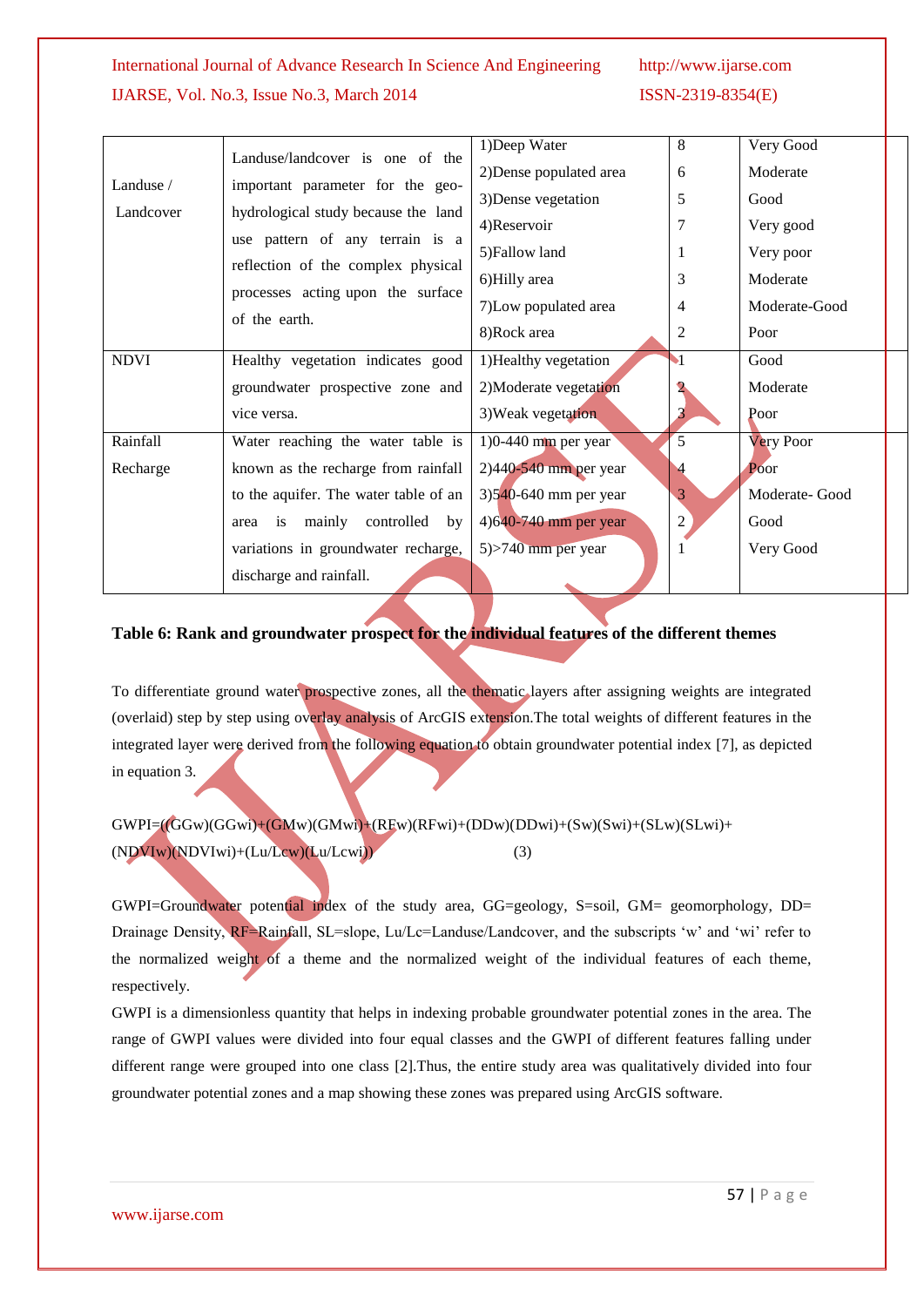| | | | | |
|---|---|---|---|---|
| Landuse / Landcover | Landuse/landcover is one of the important parameter for the geo-hydrological study because the land use pattern of any terrain is a reflection of the complex physical processes acting upon the surface of the earth. | 1)Deep Water<br>2)Dense populated area<br>3)Dense vegetation<br>4)Reservoir<br>5)Fallow land<br>6)Hilly area<br>7)Low populated area<br>8)Rock area | 8<br>6<br>5<br>7<br>1<br>3<br>4<br>2 | Very Good<br>Moderate<br>Good<br>Very good<br>Very poor<br>Moderate<br>Moderate-Good<br>Poor |
| NDVI | Healthy vegetation indicates good groundwater prospective zone and vice versa. | 1)Healthy vegetation<br>2)Moderate vegetation<br>3)Weak vegetation | 1<br>2<br>3 | Good<br>Moderate<br>Poor |
| Rainfall Recharge | Water reaching the water table is known as the recharge from rainfall to the aquifer. The water table of an area is mainly controlled by variations in groundwater recharge, discharge and rainfall. | 1)0-440 mm per year<br>2)440-540 mm per year<br>3)540-640 mm per year<br>4)640-740 mm per year<br>5)>740 mm per year | 5<br>4<br>3<br>2<br>1 | Very Poor<br>Poor<br>Moderate- Good<br>Good<br>Very Good |

**Table 6: Rank and groundwater prospect for the individual features of the different themes**

To differentiate ground water prospective zones, all the thematic layers after assigning weights are integrated (overlaid) step by step using overlay analysis of ArcGIS extension.The total weights of different features in the integrated layer were derived from the following equation to obtain groundwater potential index [7], as depicted in equation 3.

$$GWPI=((GGw)(GGwi)+(GMw)(GMwi)+(RFw)(RFwi)+(DDw)(DDwi)+(Sw)(Swi)+(SLw)(SLwi)+(NDVIw)(NDVIwi)+(Lu/Lcw)(Lu/Lcwi)) \quad (3)$$

GWPI=Groundwater potential index of the study area, GG=geology, S=soil, GM= geomorphology, DD= Drainage Density, RF=Rainfall, SL=slope, Lu/Lc=Landuse/Landcover, and the subscripts 'w' and 'wi' refer to the normalized weight of a theme and the normalized weight of the individual features of each theme, respectively.

GWPI is a dimensionless quantity that helps in indexing probable groundwater potential zones in the area. The range of GWPI values were divided into four equal classes and the GWPI of different features falling under different range were grouped into one class [2].Thus, the entire study area was qualitatively divided into four groundwater potential zones and a map showing these zones was prepared using ArcGIS software.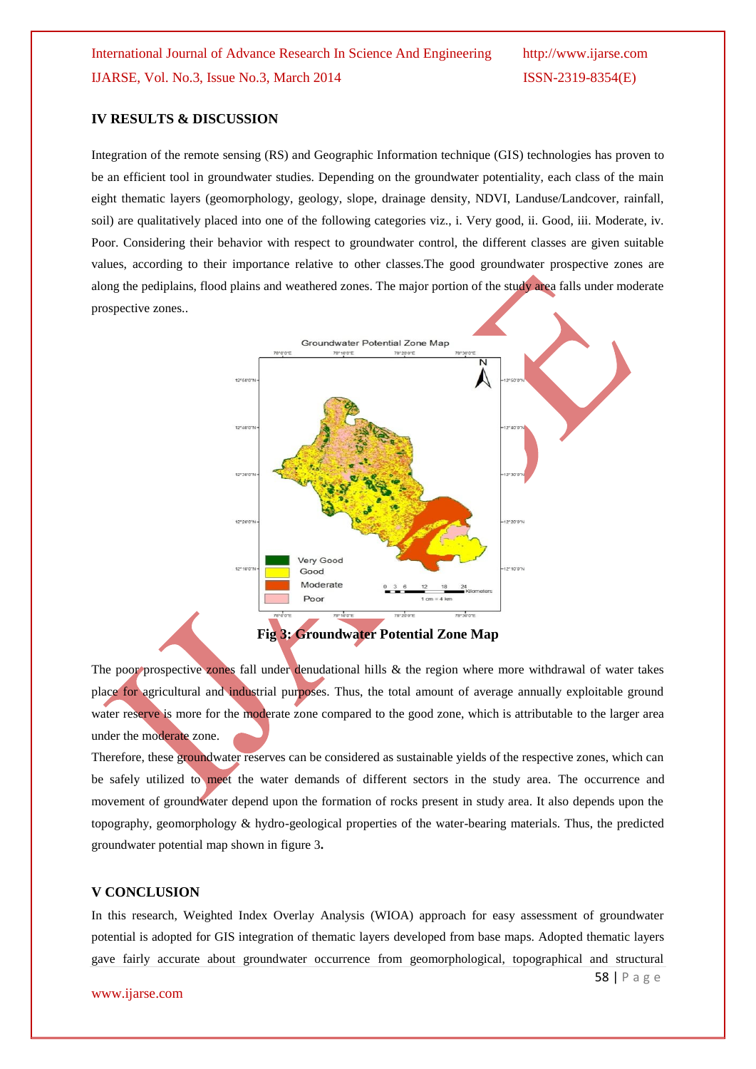## IV RESULTS & DISCUSSION

Integration of the remote sensing (RS) and Geographic Information technique (GIS) technologies has proven to be an efficient tool in groundwater studies. Depending on the groundwater potentiality, each class of the main eight thematic layers (geomorphology, geology, slope, drainage density, NDVI, Landuse/Landcover, rainfall, soil) are qualitatively placed into one of the following categories viz., i. Very good, ii. Good, iii. Moderate, iv. Poor. Considering their behavior with respect to groundwater control, the different classes are given suitable values, according to their importance relative to other classes.The good groundwater prospective zones are along the pediplains, flood plains and weathered zones. The major portion of the study area falls under moderate prospective zones..

**Fig 3: Groundwater Potential Zone Map**

The poor prospective zones fall under denudational hills & the region where more withdrawal of water takes place for agricultural and industrial purposes. Thus, the total amount of average annually exploitable ground water reserve is more for the moderate zone compared to the good zone, which is attributable to the larger area under the moderate zone.

Therefore, these groundwater reserves can be considered as sustainable yields of the respective zones, which can be safely utilized to meet the water demands of different sectors in the study area. The occurrence and movement of groundwater depend upon the formation of rocks present in study area. It also depends upon the topography, geomorphology & hydro-geological properties of the water-bearing materials. Thus, the predicted groundwater potential map shown in figure 3**.**

## V CONCLUSION

In this research, Weighted Index Overlay Analysis (WIOA) approach for easy assessment of groundwater potential is adopted for GIS integration of thematic layers developed from base maps. Adopted thematic layers gave fairly accurate about groundwater occurrence from geomorphological, topographical and structural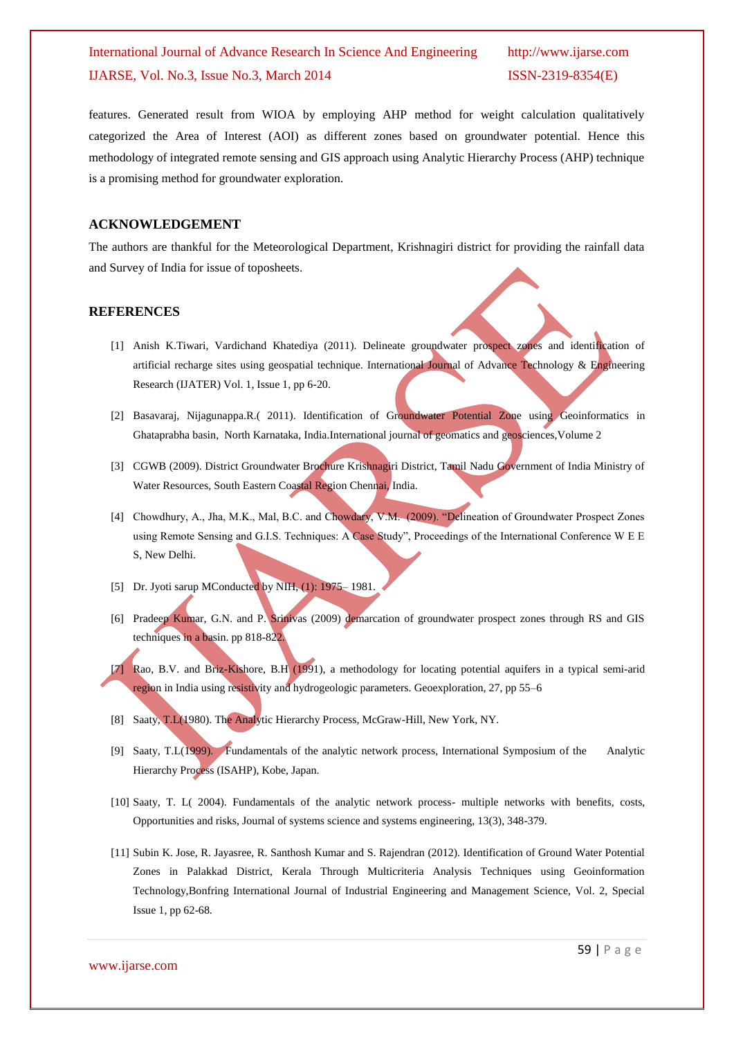features. Generated result from WIOA by employing AHP method for weight calculation qualitatively categorized the Area of Interest (AOI) as different zones based on groundwater potential. Hence this methodology of integrated remote sensing and GIS approach using Analytic Hierarchy Process (AHP) technique is a promising method for groundwater exploration.

## ACKNOWLEDGEMENT

The authors are thankful for the Meteorological Department, Krishnagiri district for providing the rainfall data and Survey of India for issue of toposheets.

## REFERENCES

[1] Anish K.Tiwari, Vardichand Khatediya (2011). Delineate groundwater prospect zones and identification of artificial recharge sites using geospatial technique. International Journal of Advance Technology & Engineering Research (IJATER) Vol. 1, Issue 1, pp 6-20.

[2] Basavaraj, Nijagunappa.R.( 2011). Identification of Groundwater Potential Zone using Geoinformatics in Ghataprabha basin, North Karnataka, India.International journal of geomatics and geosciences,Volume 2

[3] CGWB (2009). District Groundwater Brochure Krishnagiri District, Tamil Nadu Government of India Ministry of Water Resources, South Eastern Coastal Region Chennai, India.

[4] Chowdhury, A., Jha, M.K., Mal, B.C. and Chowdary, V.M. (2009). "Delineation of Groundwater Prospect Zones using Remote Sensing and G.I.S. Techniques: A Case Study", Proceedings of the International Conference W E E S, New Delhi.

[5] Dr. Jyoti sarup MConducted by NIH, (1): 1975– 1981.

[6] Pradeep Kumar, G.N. and P. Srinivas (2009) demarcation of groundwater prospect zones through RS and GIS techniques in a basin. pp 818-822.

[7] Rao, B.V. and Briz-Kishore, B.H (1991), a methodology for locating potential aquifers in a typical semi-arid region in India using resistivity and hydrogeologic parameters. Geoexploration, 27, pp 55–6

[8] Saaty, T.L(1980). The Analytic Hierarchy Process, McGraw-Hill, New York, NY.

[9] Saaty, T.L(1999). Fundamentals of the analytic network process, International Symposium of the Analytic Hierarchy Process (ISAHP), Kobe, Japan.

[10] Saaty, T. L( 2004). Fundamentals of the analytic network process- multiple networks with benefits, costs, Opportunities and risks, Journal of systems science and systems engineering, 13(3), 348-379.

[11] Subin K. Jose, R. Jayasree, R. Santhosh Kumar and S. Rajendran (2012). Identification of Ground Water Potential Zones in Palakkad District, Kerala Through Multicriteria Analysis Techniques using Geoinformation Technology,Bonfring International Journal of Industrial Engineering and Management Science, Vol. 2, Special Issue 1, pp 62-68.